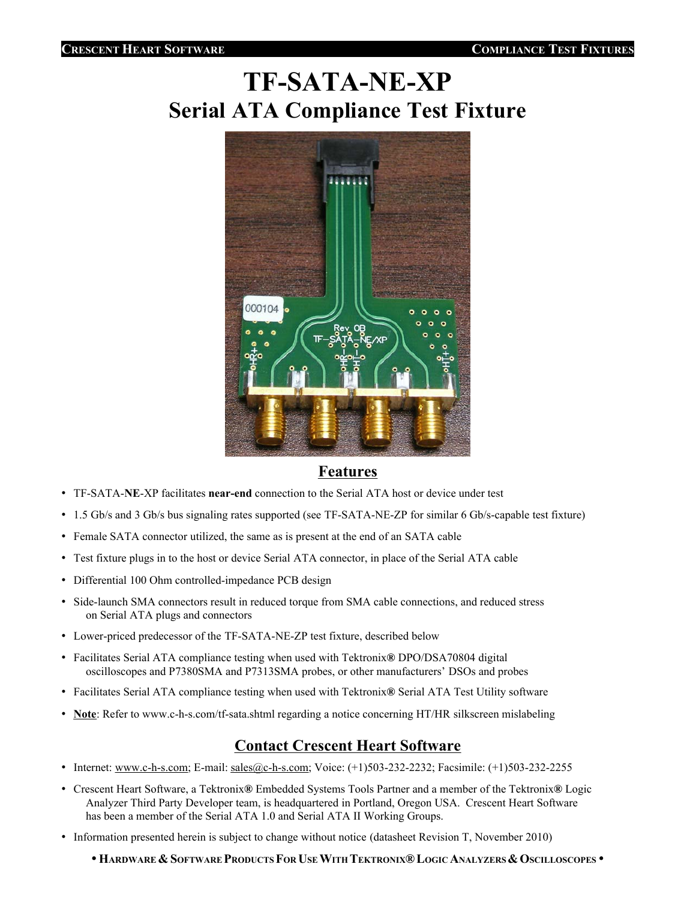# TF-SATA-NE-XP

## Serial ATA Compliance Test Fixture

## Features

- TF-SATA-**NE**-XP facilitates **near-end** connection to the Serial ATA host or device under test
- 1.5 Gb/s and 3 Gb/s bus signaling rates supported (see TF-SATA-NE-ZP for similar 6 Gb/s-capable test fixture)
- Female SATA connector utilized, the same as is present at the end of an SATA cable
- Test fixture plugs in to the host or device Serial ATA connector, in place of the Serial ATA cable
- Differential 100 Ohm controlled-impedance PCB design
- Side-launch SMA connectors result in reduced torque from SMA cable connections, and reduced stress on Serial ATA plugs and connectors
- Lower-priced predecessor of the TF-SATA-NE-ZP test fixture, described below
- Facilitates Serial ATA compliance testing when used with Tektronix® DPO/DSA70804 digital oscilloscopes and P7380SMA and P7313SMA probes, or other manufacturers' DSOs and probes
- Facilitates Serial ATA compliance testing when used with Tektronix® Serial ATA Test Utility software
- **Note**: Refer to www.c-h-s.com/tf-sata.shtml regarding a notice concerning HT/HR silkscreen mislabeling

## Contact Crescent Heart Software

- Internet: www.c-h-s.com; E-mail: sales@c-h-s.com; Voice: (+1)503-232-2232; Facsimile: (+1)503-232-2255
- Crescent Heart Software, a Tektronix® Embedded Systems Tools Partner and a member of the Tektronix® Logic Analyzer Third Party Developer team, is headquartered in Portland, Oregon USA. Crescent Heart Software has been a member of the Serial ATA 1.0 and Serial ATA II Working Groups.
- Information presented herein is subject to change without notice (datasheet Revision T, November 2010)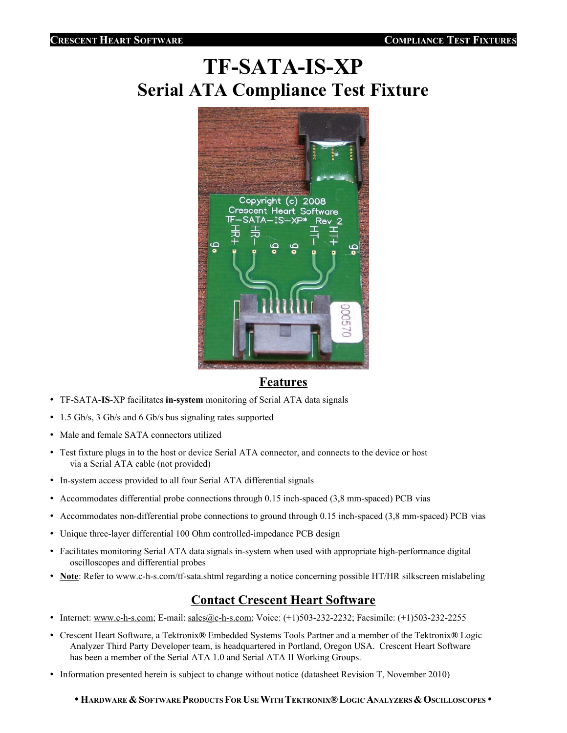# TF-SATA-IS-XP

## Serial ATA Compliance Test Fixture

## Features

- TF-SATA-**IS**-XP facilitates **in-system** monitoring of Serial ATA data signals
- 1.5 Gb/s, 3 Gb/s and 6 Gb/s bus signaling rates supported
- Male and female SATA connectors utilized
- Test fixture plugs in to the host or device Serial ATA connector, and connects to the device or host via a Serial ATA cable (not provided)
- In-system access provided to all four Serial ATA differential signals
- Accommodates differential probe connections through 0.15 inch-spaced (3,8 mm-spaced) PCB vias
- Accommodates non-differential probe connections to ground through 0.15 inch-spaced (3,8 mm-spaced) PCB vias
- Unique three-layer differential 100 Ohm controlled-impedance PCB design
- Facilitates monitoring Serial ATA data signals in-system when used with appropriate high-performance digital oscilloscopes and differential probes
- **Note**: Refer to www.c-h-s.com/tf-sata.shtml regarding a notice concerning possible HT/HR silkscreen mislabeling

## Contact Crescent Heart Software

- Internet: www.c-h-s.com; E-mail: sales@c-h-s.com; Voice: (+1)503-232-2232; Facsimile: (+1)503-232-2255
- Crescent Heart Software, a Tektronix® Embedded Systems Tools Partner and a member of the Tektronix® Logic Analyzer Third Party Developer team, is headquartered in Portland, Oregon USA. Crescent Heart Software has been a member of the Serial ATA 1.0 and Serial ATA II Working Groups.
- Information presented herein is subject to change without notice (datasheet Revision T, November 2010)

• **Hardware & Software Products For Use With Tektronix® Logic Analyzers & Oscilloscopes** •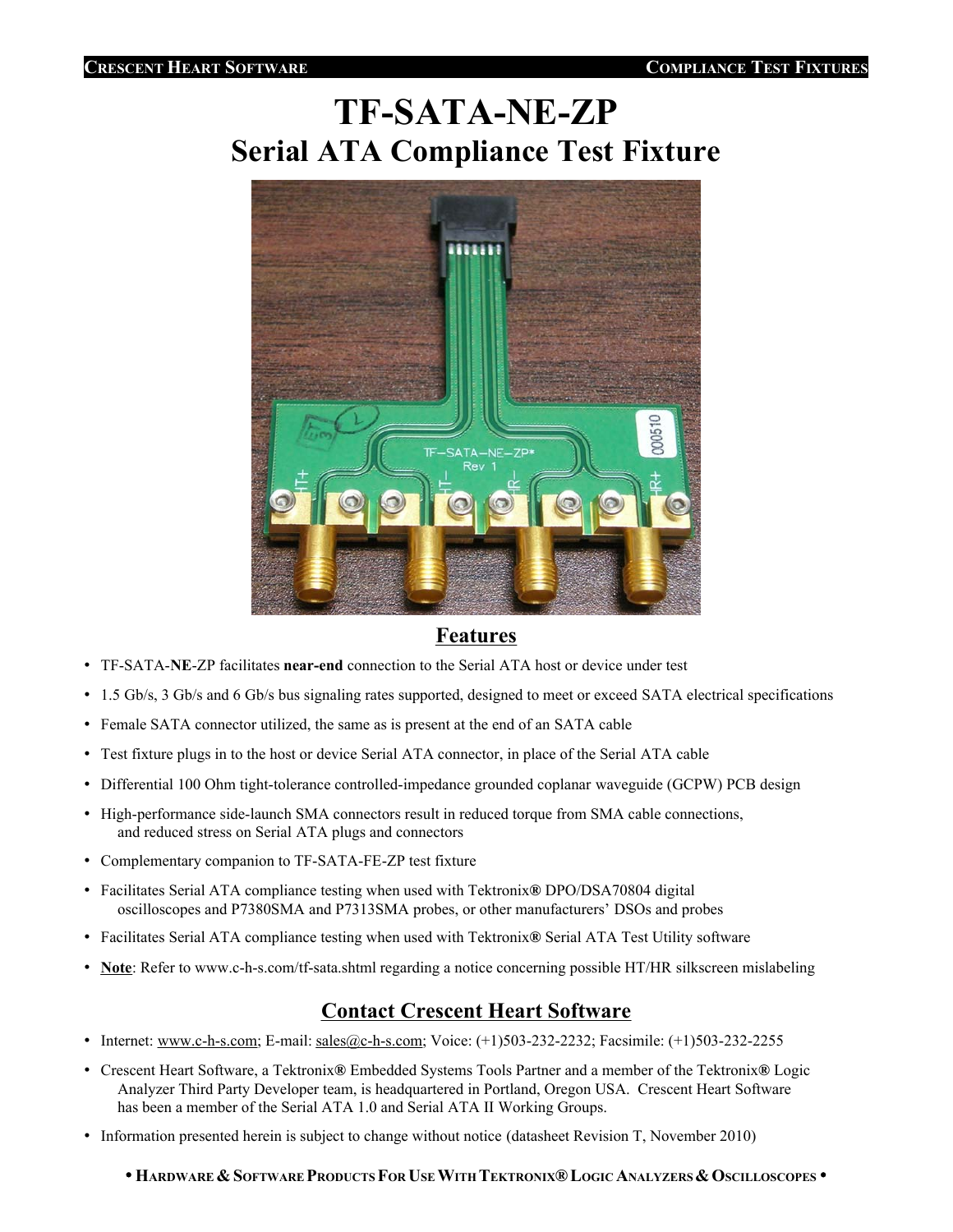# TF-SATA-NE-ZP

## Serial ATA Compliance Test Fixture

## Features

- TF-SATA-**NE**-ZP facilitates **near-end** connection to the Serial ATA host or device under test
- 1.5 Gb/s, 3 Gb/s and 6 Gb/s bus signaling rates supported, designed to meet or exceed SATA electrical specifications
- Female SATA connector utilized, the same as is present at the end of an SATA cable
- Test fixture plugs in to the host or device Serial ATA connector, in place of the Serial ATA cable
- Differential 100 Ohm tight-tolerance controlled-impedance grounded coplanar waveguide (GCPW) PCB design
- High-performance side-launch SMA connectors result in reduced torque from SMA cable connections, and reduced stress on Serial ATA plugs and connectors
- Complementary companion to TF-SATA-FE-ZP test fixture
- Facilitates Serial ATA compliance testing when used with Tektronix® DPO/DSA70804 digital oscilloscopes and P7380SMA and P7313SMA probes, or other manufacturers' DSOs and probes
- Facilitates Serial ATA compliance testing when used with Tektronix® Serial ATA Test Utility software
- **Note**: Refer to www.c-h-s.com/tf-sata.shtml regarding a notice concerning possible HT/HR silkscreen mislabeling

## Contact Crescent Heart Software

- Internet: www.c-h-s.com; E-mail: sales@c-h-s.com; Voice: (+1)503-232-2232; Facsimile: (+1)503-232-2255
- Crescent Heart Software, a Tektronix® Embedded Systems Tools Partner and a member of the Tektronix® Logic Analyzer Third Party Developer team, is headquartered in Portland, Oregon USA. Crescent Heart Software has been a member of the Serial ATA 1.0 and Serial ATA II Working Groups.
- Information presented herein is subject to change without notice (datasheet Revision T, November 2010)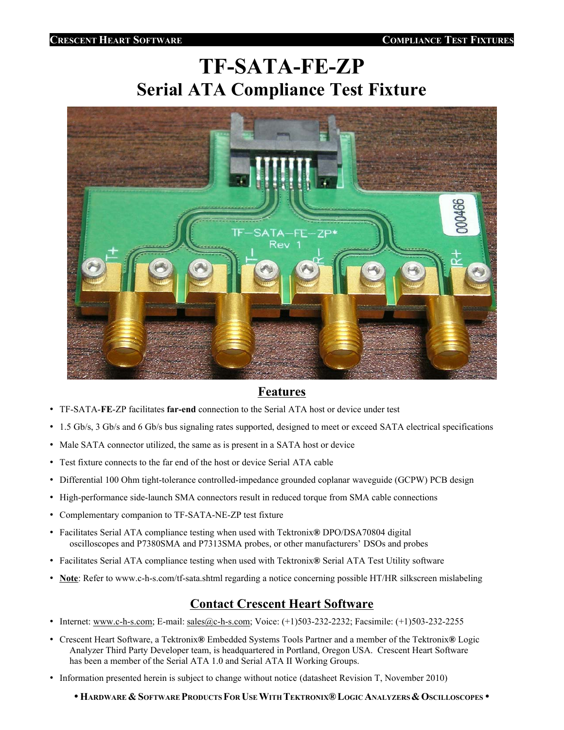# TF-SATA-FE-ZP

## Serial ATA Compliance Test Fixture

## Features

- TF-SATA-**FE**-ZP facilitates **far-end** connection to the Serial ATA host or device under test
- 1.5 Gb/s, 3 Gb/s and 6 Gb/s bus signaling rates supported, designed to meet or exceed SATA electrical specifications
- Male SATA connector utilized, the same as is present in a SATA host or device
- Test fixture connects to the far end of the host or device Serial ATA cable
- Differential 100 Ohm tight-tolerance controlled-impedance grounded coplanar waveguide (GCPW) PCB design
- High-performance side-launch SMA connectors result in reduced torque from SMA cable connections
- Complementary companion to TF-SATA-NE-ZP test fixture
- Facilitates Serial ATA compliance testing when used with Tektronix® DPO/DSA70804 digital oscilloscopes and P7380SMA and P7313SMA probes, or other manufacturers' DSOs and probes
- Facilitates Serial ATA compliance testing when used with Tektronix® Serial ATA Test Utility software
- **Note**: Refer to www.c-h-s.com/tf-sata.shtml regarding a notice concerning possible HT/HR silkscreen mislabeling

## Contact Crescent Heart Software

- Internet: www.c-h-s.com; E-mail: sales@c-h-s.com; Voice: (+1)503-232-2232; Facsimile: (+1)503-232-2255
- Crescent Heart Software, a Tektronix® Embedded Systems Tools Partner and a member of the Tektronix® Logic Analyzer Third Party Developer team, is headquartered in Portland, Oregon USA. Crescent Heart Software has been a member of the Serial ATA 1.0 and Serial ATA II Working Groups.
- Information presented herein is subject to change without notice (datasheet Revision T, November 2010)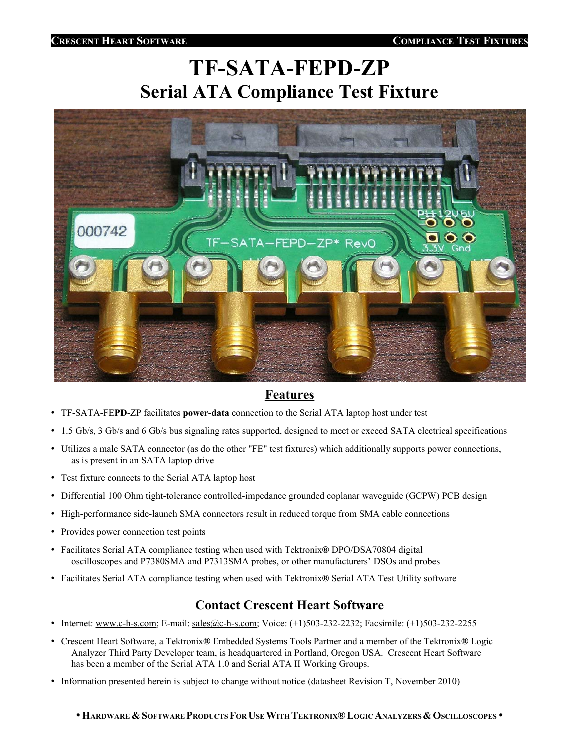# TF-SATA-FEPD-ZP

## Serial ATA Compliance Test Fixture

## Features

- TF-SATA-FE**PD**-ZP facilitates **power-data** connection to the Serial ATA laptop host under test
- 1.5 Gb/s, 3 Gb/s and 6 Gb/s bus signaling rates supported, designed to meet or exceed SATA electrical specifications
- Utilizes a male SATA connector (as do the other "FE" test fixtures) which additionally supports power connections, as is present in an SATA laptop drive
- Test fixture connects to the Serial ATA laptop host
- Differential 100 Ohm tight-tolerance controlled-impedance grounded coplanar waveguide (GCPW) PCB design
- High-performance side-launch SMA connectors result in reduced torque from SMA cable connections
- Provides power connection test points
- Facilitates Serial ATA compliance testing when used with Tektronix® DPO/DSA70804 digital oscilloscopes and P7380SMA and P7313SMA probes, or other manufacturers' DSOs and probes
- Facilitates Serial ATA compliance testing when used with Tektronix® Serial ATA Test Utility software

## Contact Crescent Heart Software

- Internet: www.c-h-s.com; E-mail: sales@c-h-s.com; Voice: (+1)503-232-2232; Facsimile: (+1)503-232-2255
- Crescent Heart Software, a Tektronix® Embedded Systems Tools Partner and a member of the Tektronix® Logic Analyzer Third Party Developer team, is headquartered in Portland, Oregon USA. Crescent Heart Software has been a member of the Serial ATA 1.0 and Serial ATA II Working Groups.
- Information presented herein is subject to change without notice (datasheet Revision T, November 2010)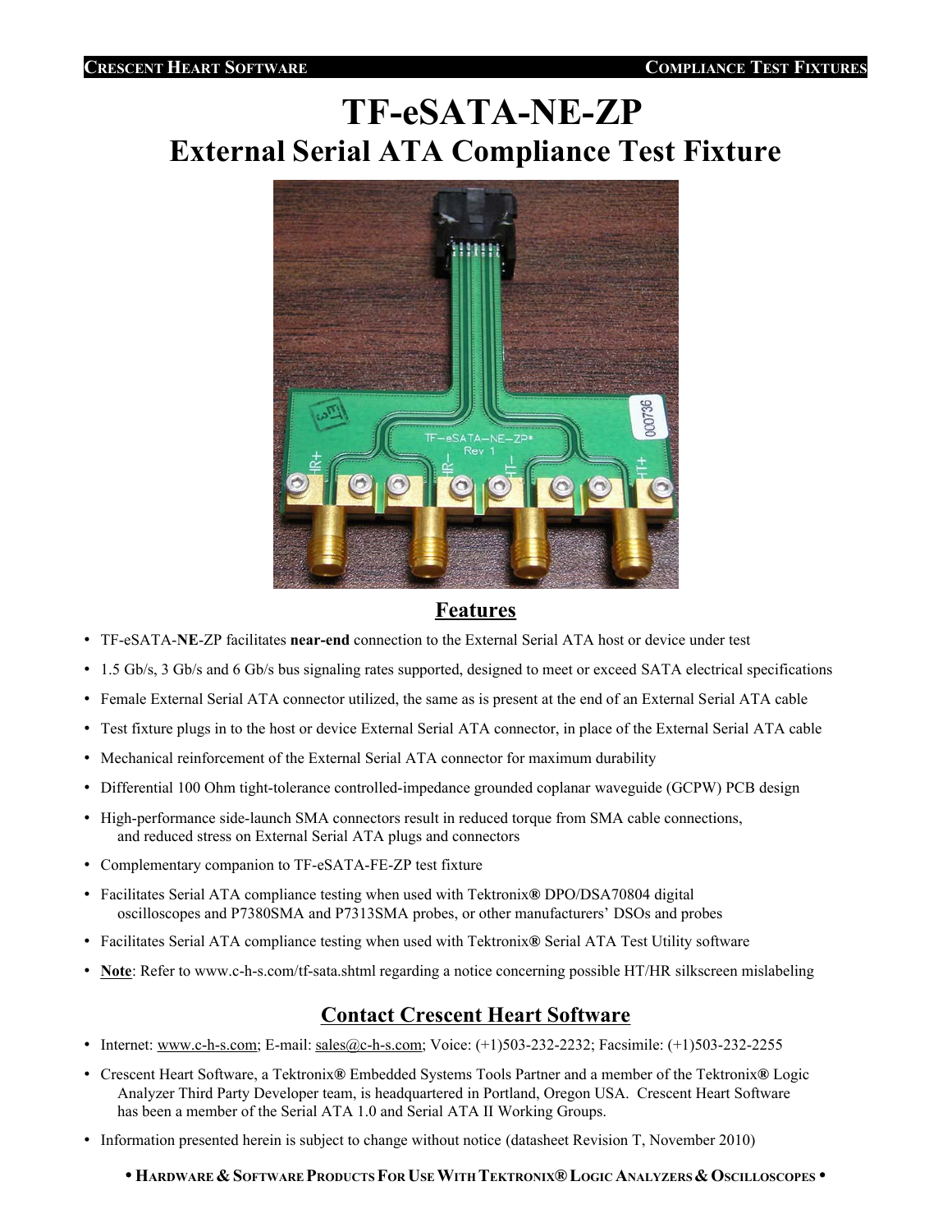# TF-eSATA-NE-ZP

## External Serial ATA Compliance Test Fixture

## Features

- TF-eSATA-**NE**-ZP facilitates **near-end** connection to the External Serial ATA host or device under test
- 1.5 Gb/s, 3 Gb/s and 6 Gb/s bus signaling rates supported, designed to meet or exceed SATA electrical specifications
- Female External Serial ATA connector utilized, the same as is present at the end of an External Serial ATA cable
- Test fixture plugs in to the host or device External Serial ATA connector, in place of the External Serial ATA cable
- Mechanical reinforcement of the External Serial ATA connector for maximum durability
- Differential 100 Ohm tight-tolerance controlled-impedance grounded coplanar waveguide (GCPW) PCB design
- High-performance side-launch SMA connectors result in reduced torque from SMA cable connections, and reduced stress on External Serial ATA plugs and connectors
- Complementary companion to TF-eSATA-FE-ZP test fixture
- Facilitates Serial ATA compliance testing when used with Tektronix® DPO/DSA70804 digital oscilloscopes and P7380SMA and P7313SMA probes, or other manufacturers' DSOs and probes
- Facilitates Serial ATA compliance testing when used with Tektronix® Serial ATA Test Utility software
- **Note**: Refer to www.c-h-s.com/tf-sata.shtml regarding a notice concerning possible HT/HR silkscreen mislabeling

## Contact Crescent Heart Software

- Internet: www.c-h-s.com; E-mail: sales@c-h-s.com; Voice: (+1)503-232-2232; Facsimile: (+1)503-232-2255
- Crescent Heart Software, a Tektronix® Embedded Systems Tools Partner and a member of the Tektronix® Logic Analyzer Third Party Developer team, is headquartered in Portland, Oregon USA. Crescent Heart Software has been a member of the Serial ATA 1.0 and Serial ATA II Working Groups.
- Information presented herein is subject to change without notice (datasheet Revision T, November 2010)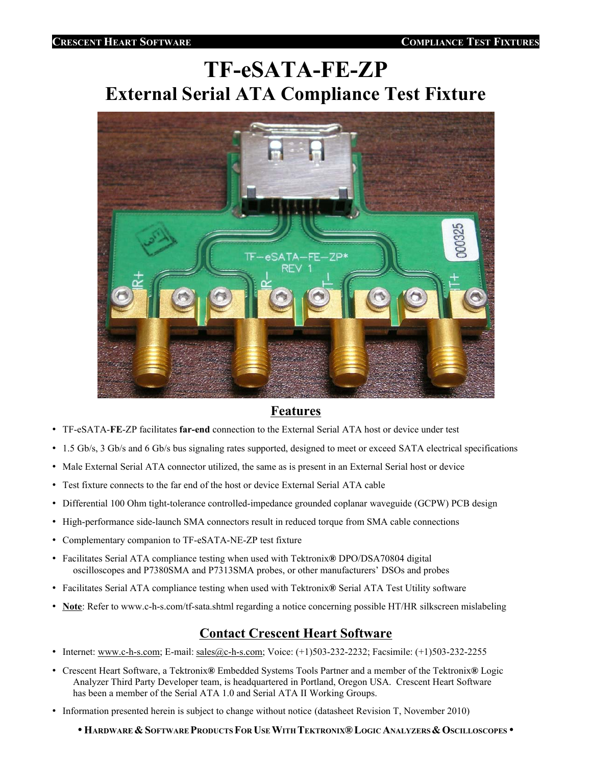# TF-eSATA-FE-ZP

## External Serial ATA Compliance Test Fixture

## Features

- TF-eSATA-**FE**-ZP facilitates **far-end** connection to the External Serial ATA host or device under test
- 1.5 Gb/s, 3 Gb/s and 6 Gb/s bus signaling rates supported, designed to meet or exceed SATA electrical specifications
- Male External Serial ATA connector utilized, the same as is present in an External Serial host or device
- Test fixture connects to the far end of the host or device External Serial ATA cable
- Differential 100 Ohm tight-tolerance controlled-impedance grounded coplanar waveguide (GCPW) PCB design
- High-performance side-launch SMA connectors result in reduced torque from SMA cable connections
- Complementary companion to TF-eSATA-NE-ZP test fixture
- Facilitates Serial ATA compliance testing when used with Tektronix® DPO/DSA70804 digital oscilloscopes and P7380SMA and P7313SMA probes, or other manufacturers' DSOs and probes
- Facilitates Serial ATA compliance testing when used with Tektronix® Serial ATA Test Utility software
- **Note**: Refer to www.c-h-s.com/tf-sata.shtml regarding a notice concerning possible HT/HR silkscreen mislabeling

## Contact Crescent Heart Software

- Internet: www.c-h-s.com; E-mail: sales@c-h-s.com; Voice: (+1)503-232-2232; Facsimile: (+1)503-232-2255
- Crescent Heart Software, a Tektronix® Embedded Systems Tools Partner and a member of the Tektronix® Logic Analyzer Third Party Developer team, is headquartered in Portland, Oregon USA. Crescent Heart Software has been a member of the Serial ATA 1.0 and Serial ATA II Working Groups.
- Information presented herein is subject to change without notice (datasheet Revision T, November 2010)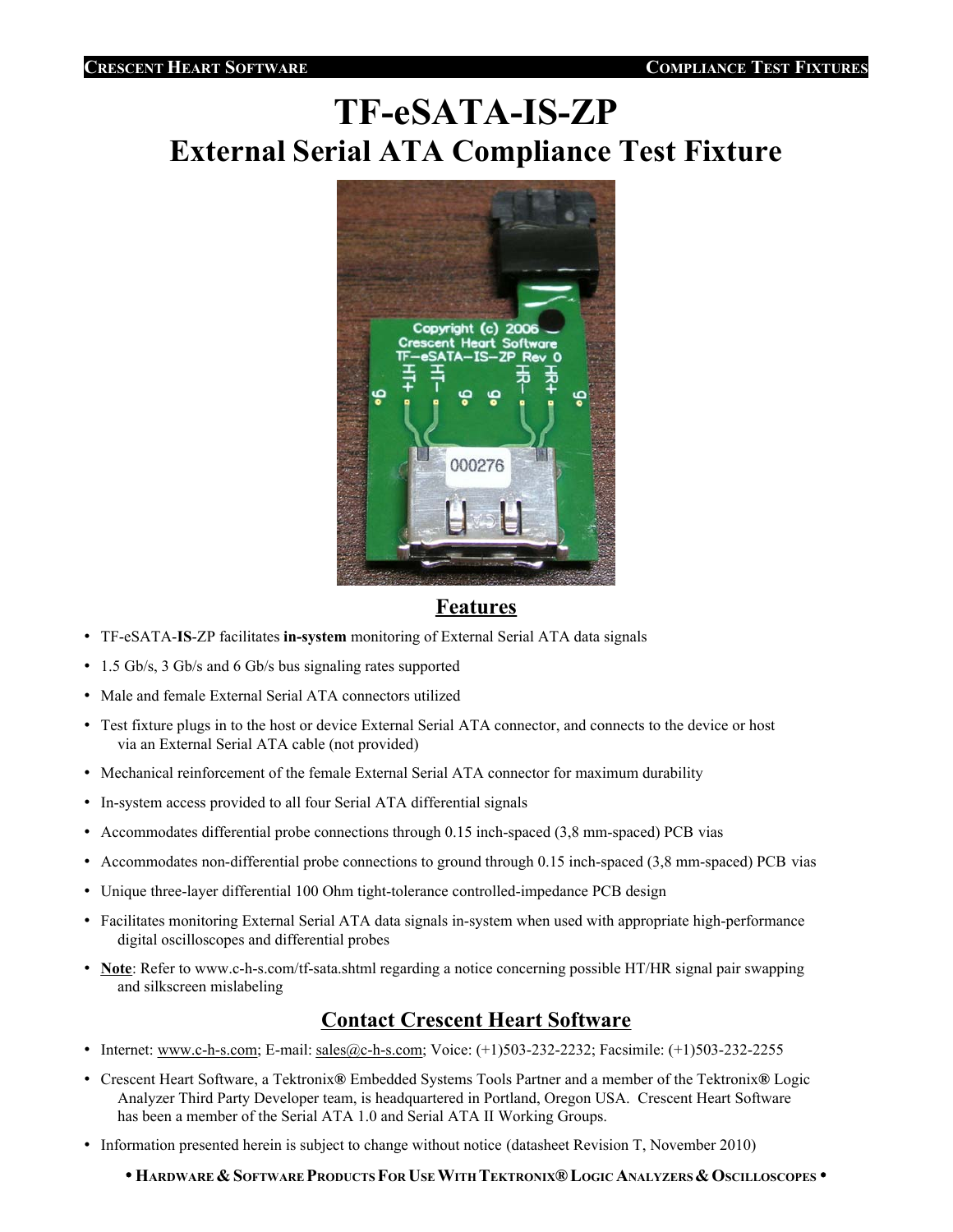# TF-eSATA-IS-ZP

## External Serial ATA Compliance Test Fixture

## Features

- TF-eSATA-**IS**-ZP facilitates **in-system** monitoring of External Serial ATA data signals
- 1.5 Gb/s, 3 Gb/s and 6 Gb/s bus signaling rates supported
- Male and female External Serial ATA connectors utilized
- Test fixture plugs in to the host or device External Serial ATA connector, and connects to the device or host via an External Serial ATA cable (not provided)
- Mechanical reinforcement of the female External Serial ATA connector for maximum durability
- In-system access provided to all four Serial ATA differential signals
- Accommodates differential probe connections through 0.15 inch-spaced (3,8 mm-spaced) PCB vias
- Accommodates non-differential probe connections to ground through 0.15 inch-spaced (3,8 mm-spaced) PCB vias
- Unique three-layer differential 100 Ohm tight-tolerance controlled-impedance PCB design
- Facilitates monitoring External Serial ATA data signals in-system when used with appropriate high-performance digital oscilloscopes and differential probes
- **Note**: Refer to www.c-h-s.com/tf-sata.shtml regarding a notice concerning possible HT/HR signal pair swapping and silkscreen mislabeling

## Contact Crescent Heart Software

- Internet: www.c-h-s.com; E-mail: sales@c-h-s.com; Voice: (+1)503-232-2232; Facsimile: (+1)503-232-2255
- Crescent Heart Software, a Tektronix**®** Embedded Systems Tools Partner and a member of the Tektronix**®** Logic Analyzer Third Party Developer team, is headquartered in Portland, Oregon USA. Crescent Heart Software has been a member of the Serial ATA 1.0 and Serial ATA II Working Groups.
- Information presented herein is subject to change without notice (datasheet Revision T, November 2010)